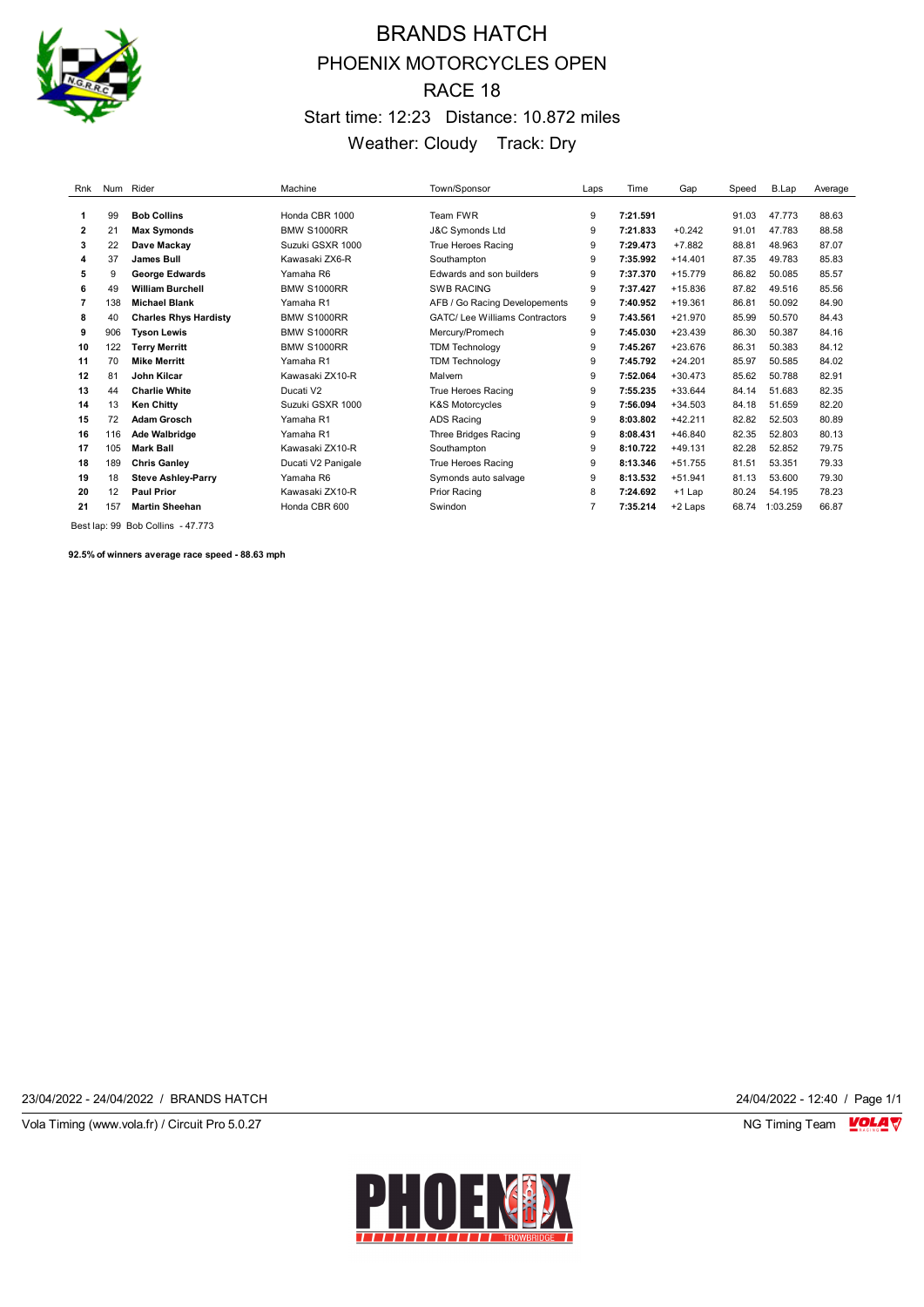# BRANDS HATCH

## PHOENIX MOTORCYCLES OPEN

## RACE 18

Start time: 12:23 Distance: 10.872 miles

Weather: Cloudy Track: Dry

| Rnk | Num | Rider | Machine | Town/Sponsor | Laps | Time | Gap | Speed | B.Lap | Average |
|---|---|---|---|---|---|---|---|---|---|---|
| 1 | 99 | **Bob Collins** | Honda CBR 1000 | Team FWR | 9 | **7:21.591** | | 91.03 | 47.773 | 88.63 |
| 2 | 21 | **Max Symonds** | BMW S1000RR | J&C Symonds Ltd | 9 | **7:21.833** | +0.242 | 91.01 | 47.783 | 88.58 |
| 3 | 22 | **Dave Mackay** | Suzuki GSXR 1000 | True Heroes Racing | 9 | **7:29.473** | +7.882 | 88.81 | 48.963 | 87.07 |
| 4 | 37 | **James Bull** | Kawasaki ZX6-R | Southampton | 9 | **7:35.992** | +14.401 | 87.35 | 49.783 | 85.83 |
| 5 | 9 | **George Edwards** | Yamaha R6 | Edwards and son builders | 9 | **7:37.370** | +15.779 | 86.82 | 50.085 | 85.57 |
| 6 | 49 | **William Burchell** | BMW S1000RR | SWB RACING | 9 | **7:37.427** | +15.836 | 87.82 | 49.516 | 85.56 |
| 7 | 138 | **Michael Blank** | Yamaha R1 | AFB / Go Racing Developements | 9 | **7:40.952** | +19.361 | 86.81 | 50.092 | 84.90 |
| 8 | 40 | **Charles Rhys Hardisty** | BMW S1000RR | GATC/ Lee Williams Contractors | 9 | **7:43.561** | +21.970 | 85.99 | 50.570 | 84.43 |
| 9 | 906 | **Tyson Lewis** | BMW S1000RR | Mercury/Promech | 9 | **7:45.030** | +23.439 | 86.30 | 50.387 | 84.16 |
| 10 | 122 | **Terry Merritt** | BMW S1000RR | TDM Technology | 9 | **7:45.267** | +23.676 | 86.31 | 50.383 | 84.12 |
| 11 | 70 | **Mike Merritt** | Yamaha R1 | TDM Technology | 9 | **7:45.792** | +24.201 | 85.97 | 50.585 | 84.02 |
| 12 | 81 | **John Kilcar** | Kawasaki ZX10-R | Malvern | 9 | **7:52.064** | +30.473 | 85.62 | 50.788 | 82.91 |
| 13 | 44 | **Charlie White** | Ducati V2 | True Heroes Racing | 9 | **7:55.235** | +33.644 | 84.14 | 51.683 | 82.35 |
| 14 | 13 | **Ken Chitty** | Suzuki GSXR 1000 | K&S Motorcycles | 9 | **7:56.094** | +34.503 | 84.18 | 51.659 | 82.20 |
| 15 | 72 | **Adam Grosch** | Yamaha R1 | ADS Racing | 9 | **8:03.802** | +42.211 | 82.82 | 52.503 | 80.89 |
| 16 | 116 | **Ade Walbridge** | Yamaha R1 | Three Bridges Racing | 9 | **8:08.431** | +46.840 | 82.35 | 52.803 | 80.13 |
| 17 | 105 | **Mark Ball** | Kawasaki ZX10-R | Southampton | 9 | **8:10.722** | +49.131 | 82.28 | 52.852 | 79.75 |
| 18 | 189 | **Chris Ganley** | Ducati V2 Panigale | True Heroes Racing | 9 | **8:13.346** | +51.755 | 81.51 | 53.351 | 79.33 |
| 19 | 18 | **Steve Ashley-Parry** | Yamaha R6 | Symonds auto salvage | 9 | **8:13.532** | +51.941 | 81.13 | 53.600 | 79.30 |
| 20 | 12 | **Paul Prior** | Kawasaki ZX10-R | Prior Racing | 8 | **7:24.692** | +1 Lap | 80.24 | 54.195 | 78.23 |
| 21 | 157 | **Martin Sheehan** | Honda CBR 600 | Swindon | 7 | **7:35.214** | +2 Laps | 68.74 | 1:03.259 | 66.87 |

Best lap: 99 Bob Collins - 47.773

**92.5% of winners average race speed - 88.63 mph**

23/04/2022 - 24/04/2022 / BRANDS HATCH

24/04/2022 - 12:40

Vola Timing (www.vola.fr) / Circuit Pro 5.0.27

NG Timing Team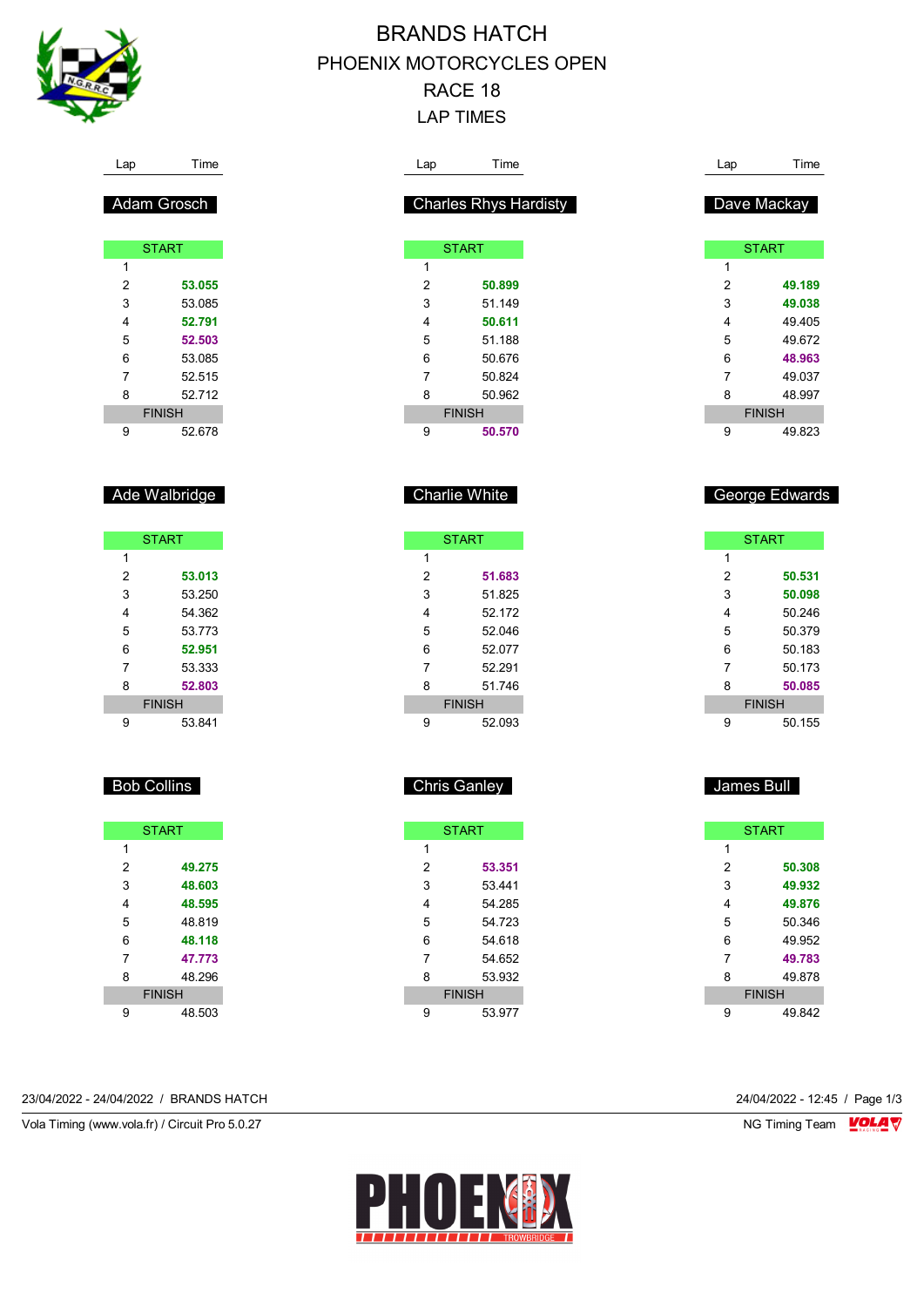# BRANDS HATCH
## PHOENIX MOTORCYCLES OPEN
## RACE 18
## LAP TIMES

### Adam Grosch

| Lap | Time |
|---|---|
| START | |
| 1 | |
| 2 | **53.055** |
| 3 | 53.085 |
| 4 | **52.791** |
| 5 | **52.503** |
| 6 | 53.085 |
| 7 | 52.515 |
| 8 | 52.712 |
| FINISH | |
| 9 | 52.678 |

### Charles Rhys Hardisty

| Lap | Time |
|---|---|
| START | |
| 1 | |
| 2 | **50.899** |
| 3 | 51.149 |
| 4 | **50.611** |
| 5 | 51.188 |
| 6 | 50.676 |
| 7 | 50.824 |
| 8 | 50.962 |
| FINISH | |
| 9 | **50.570** |

### Dave Mackay

| Lap | Time |
|---|---|
| START | |
| 1 | |
| 2 | **49.189** |
| 3 | **49.038** |
| 4 | 49.405 |
| 5 | 49.672 |
| 6 | **48.963** |
| 7 | 49.037 |
| 8 | 48.997 |
| FINISH | |
| 9 | 49.823 |

### Ade Walbridge

| Lap | Time |
|---|---|
| START | |
| 1 | |
| 2 | **53.013** |
| 3 | 53.250 |
| 4 | 54.362 |
| 5 | 53.773 |
| 6 | **52.951** |
| 7 | 53.333 |
| 8 | **52.803** |
| FINISH | |
| 9 | 53.841 |

### Charlie White

| Lap | Time |
|---|---|
| START | |
| 1 | |
| 2 | **51.683** |
| 3 | 51.825 |
| 4 | 52.172 |
| 5 | 52.046 |
| 6 | 52.077 |
| 7 | 52.291 |
| 8 | 51.746 |
| FINISH | |
| 9 | 52.093 |

### George Edwards

| Lap | Time |
|---|---|
| START | |
| 1 | |
| 2 | **50.531** |
| 3 | **50.098** |
| 4 | 50.246 |
| 5 | 50.379 |
| 6 | 50.183 |
| 7 | 50.173 |
| 8 | **50.085** |
| FINISH | |
| 9 | 50.155 |

### Bob Collins

| Lap | Time |
|---|---|
| START | |
| 1 | |
| 2 | **49.275** |
| 3 | **48.603** |
| 4 | **48.595** |
| 5 | 48.819 |
| 6 | **48.118** |
| 7 | **47.773** |
| 8 | 48.296 |
| FINISH | |
| 9 | 48.503 |

### Chris Ganley

| Lap | Time |
|---|---|
| START | |
| 1 | |
| 2 | **53.351** |
| 3 | 53.441 |
| 4 | 54.285 |
| 5 | 54.723 |
| 6 | 54.618 |
| 7 | 54.652 |
| 8 | 53.932 |
| FINISH | |
| 9 | 53.977 |

### James Bull

| Lap | Time |
|---|---|
| START | |
| 1 | |
| 2 | **50.308** |
| 3 | **49.932** |
| 4 | **49.876** |
| 5 | 50.346 |
| 6 | 49.952 |
| 7 | **49.783** |
| 8 | 49.878 |
| FINISH | |
| 9 | 49.842 |

23/04/2022 - 24/04/2022 / BRANDS HATCH

24/04/2022 - 12:45

Vola Timing (www.vola.fr) / Circuit Pro 5.0.27

NG Timing Team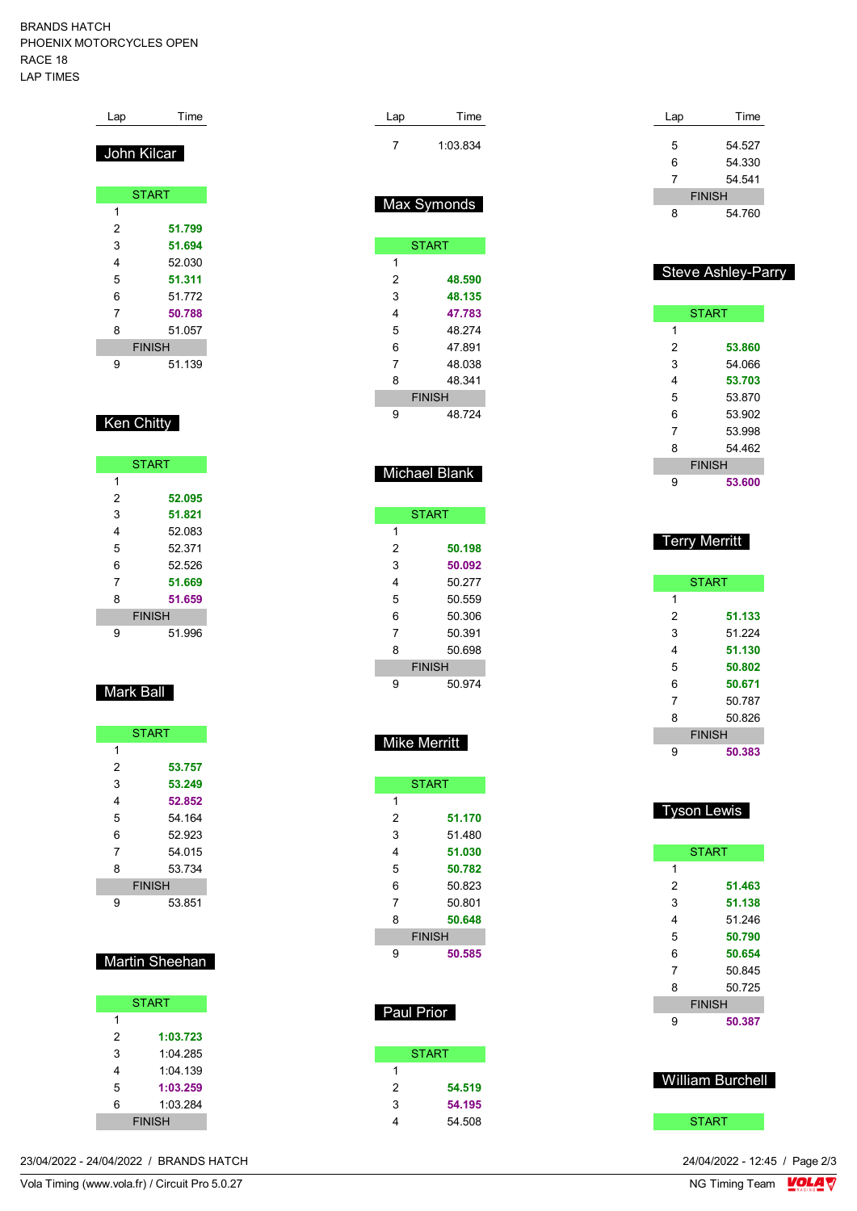BRANDS HATCH
PHOENIX MOTORCYCLES OPEN
RACE 18
LAP TIMES

### John Kilcar

| Lap | Time |
|---|---|
| START | |
| 1 | |
| 2 | **51.799** |
| 3 | **51.694** |
| 4 | 52.030 |
| 5 | **51.311** |
| 6 | 51.772 |
| 7 | **50.788** |
| 8 | 51.057 |
| FINISH | |
| 9 | 51.139 |

### Ken Chitty

| Lap | Time |
|---|---|
| START | |
| 1 | |
| 2 | **52.095** |
| 3 | **51.821** |
| 4 | 52.083 |
| 5 | 52.371 |
| 6 | 52.526 |
| 7 | **51.669** |
| 8 | **51.659** |
| FINISH | |
| 9 | 51.996 |

### Mark Ball

| Lap | Time |
|---|---|
| START | |
| 1 | |
| 2 | **53.757** |
| 3 | **53.249** |
| 4 | **52.852** |
| 5 | 54.164 |
| 6 | 52.923 |
| 7 | 54.015 |
| 8 | 53.734 |
| FINISH | |
| 9 | 53.851 |

### Martin Sheehan

| Lap | Time |
|---|---|
| START | |
| 1 | |
| 2 | **1:03.723** |
| 3 | 1:04.285 |
| 4 | 1:04.139 |
| 5 | **1:03.259** |
| 6 | 1:03.284 |
| FINISH | |
| 7 | 1:03.834 |

### Max Symonds

| Lap | Time |
|---|---|
| START | |
| 1 | |
| 2 | **48.590** |
| 3 | **48.135** |
| 4 | **47.783** |
| 5 | 48.274 |
| 6 | 47.891 |
| 7 | 48.038 |
| 8 | 48.341 |
| FINISH | |
| 9 | 48.724 |

### Michael Blank

| Lap | Time |
|---|---|
| START | |
| 1 | |
| 2 | **50.198** |
| 3 | **50.092** |
| 4 | 50.277 |
| 5 | 50.559 |
| 6 | 50.306 |
| 7 | 50.391 |
| 8 | 50.698 |
| FINISH | |
| 9 | 50.974 |

### Mike Merritt

| Lap | Time |
|---|---|
| START | |
| 1 | |
| 2 | **51.170** |
| 3 | 51.480 |
| 4 | **51.030** |
| 5 | **50.782** |
| 6 | 50.823 |
| 7 | 50.801 |
| 8 | **50.648** |
| FINISH | |
| 9 | **50.585** |

### Paul Prior

| Lap | Time |
|---|---|
| START | |
| 1 | |
| 2 | **54.519** |
| 3 | **54.195** |
| 4 | 54.508 |
| 5 | 54.527 |
| 6 | 54.330 |
| 7 | 54.541 |
| FINISH | |
| 8 | 54.760 |

### Steve Ashley-Parry

| Lap | Time |
|---|---|
| START | |
| 1 | |
| 2 | **53.860** |
| 3 | 54.066 |
| 4 | **53.703** |
| 5 | 53.870 |
| 6 | 53.902 |
| 7 | 53.998 |
| 8 | 54.462 |
| FINISH | |
| 9 | **53.600** |

### Terry Merritt

| Lap | Time |
|---|---|
| START | |
| 1 | |
| 2 | **51.133** |
| 3 | 51.224 |
| 4 | **51.130** |
| 5 | **50.802** |
| 6 | **50.671** |
| 7 | 50.787 |
| 8 | 50.826 |
| FINISH | |
| 9 | **50.383** |

### Tyson Lewis

| Lap | Time |
|---|---|
| START | |
| 1 | |
| 2 | **51.463** |
| 3 | **51.138** |
| 4 | 51.246 |
| 5 | **50.790** |
| 6 | **50.654** |
| 7 | 50.845 |
| 8 | 50.725 |
| FINISH | |
| 9 | **50.387** |

### William Burchell

| Lap | Time |
|---|---|
| START | |

23/04/2022 - 24/04/2022 / BRANDS HATCH

24/04/2022 - 12:45

Vola Timing (www.vola.fr) / Circuit Pro 5.0.27

NG Timing Team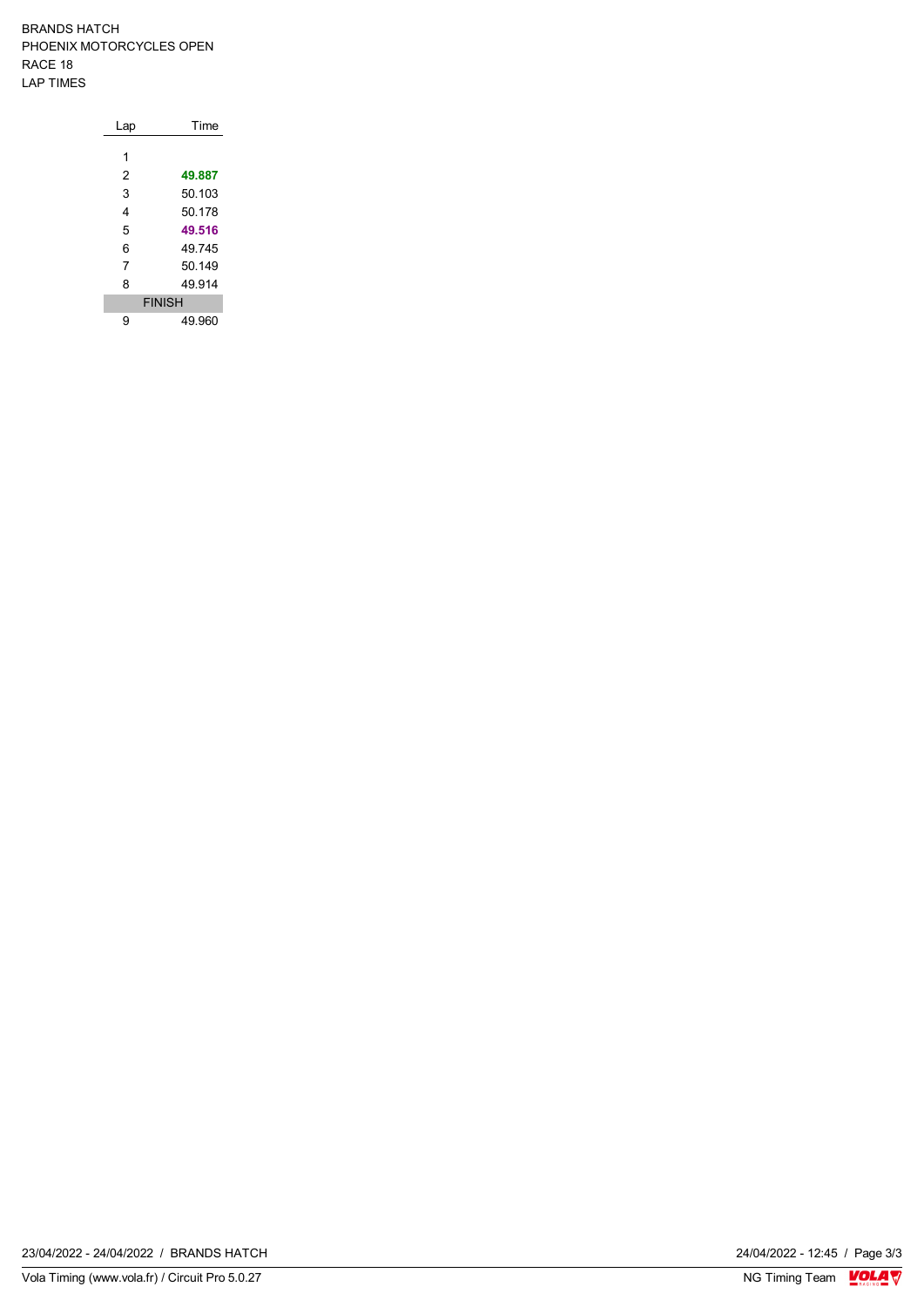BRANDS HATCH
PHOENIX MOTORCYCLES OPEN
RACE 18
LAP TIMES

| Lap | Time |
|---|---|
| 1 | |
| 2 | **49.887** |
| 3 | 50.103 |
| 4 | 50.178 |
| 5 | **49.516** |
| 6 | 49.745 |
| 7 | 50.149 |
| 8 | 49.914 |
| FINISH | |
| 9 | 49.960 |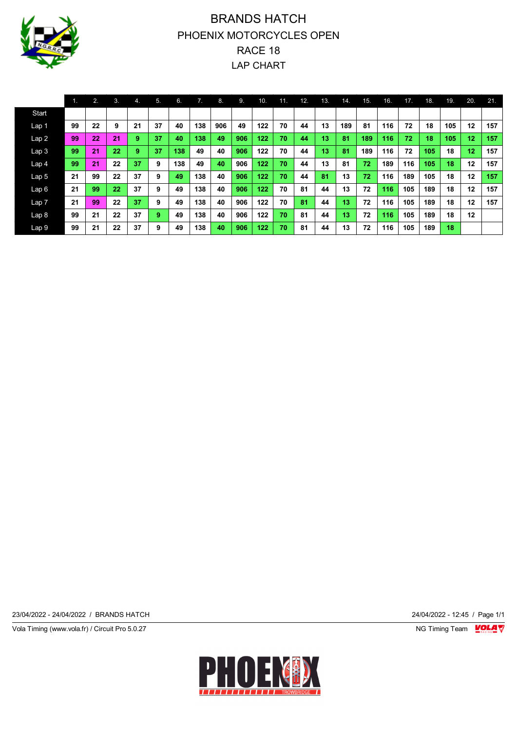# BRANDS HATCH

## PHOENIX MOTORCYCLES OPEN

## RACE 18

## LAP CHART

| | 1. | 2. | 3. | 4. | 5. | 6. | 7. | 8. | 9. | 10. | 11. | 12. | 13. | 14. | 15. | 16. | 17. | 18. | 19. | 20. | 21. |
|---|---|---|---|---|---|---|---|---|---|---|---|---|---|---|---|---|---|---|---|---|---|
| Start | | | | | | | | | | | | | | | | | | | | | |
| Lap 1 | 99 | 22 | 9 | 21 | 37 | 40 | 138 | 906 | 49 | 122 | 70 | 44 | 13 | 189 | 81 | 116 | 72 | 18 | 105 | 12 | 157 |
| Lap 2 | 99 | 22 | 21 | 9 | 37 | 40 | 138 | 49 | 906 | 122 | 70 | 44 | 13 | 81 | 189 | 116 | 72 | 18 | 105 | 12 | 157 |
| Lap 3 | 99 | 21 | 22 | 9 | 37 | 138 | 49 | 40 | 906 | 122 | 70 | 44 | 13 | 81 | 189 | 116 | 72 | 105 | 18 | 12 | 157 |
| Lap 4 | 99 | 21 | 22 | 37 | 9 | 138 | 49 | 40 | 906 | 122 | 70 | 44 | 13 | 81 | 72 | 189 | 116 | 105 | 18 | 12 | 157 |
| Lap 5 | 21 | 99 | 22 | 37 | 9 | 49 | 138 | 40 | 906 | 122 | 70 | 44 | 81 | 13 | 72 | 116 | 189 | 105 | 18 | 12 | 157 |
| Lap 6 | 21 | 99 | 22 | 37 | 9 | 49 | 138 | 40 | 906 | 122 | 70 | 81 | 44 | 13 | 72 | 116 | 105 | 189 | 18 | 12 | 157 |
| Lap 7 | 21 | 99 | 22 | 37 | 9 | 49 | 138 | 40 | 906 | 122 | 70 | 81 | 44 | 13 | 72 | 116 | 105 | 189 | 18 | 12 | 157 |
| Lap 8 | 99 | 21 | 22 | 37 | 9 | 49 | 138 | 40 | 906 | 122 | 70 | 81 | 44 | 13 | 72 | 116 | 105 | 189 | 18 | 12 | |
| Lap 9 | 99 | 21 | 22 | 37 | 9 | 49 | 138 | 40 | 906 | 122 | 70 | 81 | 44 | 13 | 72 | 116 | 105 | 189 | 18 | | |

23/04/2022 - 24/04/2022 / BRANDS HATCH

24/04/2022 - 12:45 / Page 1/1

Vola Timing (www.vola.fr) / Circuit Pro 5.0.27

NG Timing Team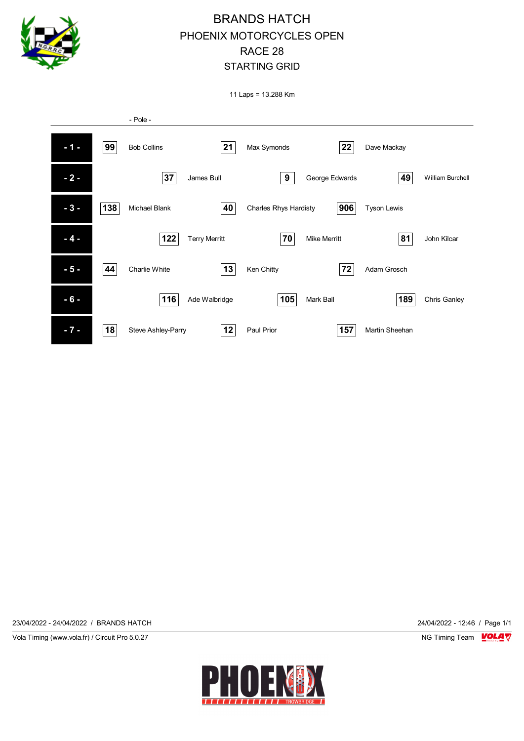# BRANDS HATCH
## PHOENIX MOTORCYCLES OPEN
## RACE 28
## STARTING GRID

11 Laps = 13.288 Km

- Pole -

| Row | No. | Rider | No. | Rider | No. | Rider |
|---|---|---|---|---|---|---|
| - 1 - | 99 | Bob Collins | 21 | Max Symonds | 22 | Dave Mackay |
| - 2 - | 37 | James Bull | 9 | George Edwards | 49 | William Burchell |
| - 3 - | 138 | Michael Blank | 40 | Charles Rhys Hardisty | 906 | Tyson Lewis |
| - 4 - | 122 | Terry Merritt | 70 | Mike Merritt | 81 | John Kilcar |
| - 5 - | 44 | Charlie White | 13 | Ken Chitty | 72 | Adam Grosch |
| - 6 - | 116 | Ade Walbridge | 105 | Mark Ball | 189 | Chris Ganley |
| - 7 - | 18 | Steve Ashley-Parry | 12 | Paul Prior | 157 | Martin Sheehan |

23/04/2022 - 24/04/2022 / BRANDS HATCH

24/04/2022 - 12:46

Vola Timing (www.vola.fr) / Circuit Pro 5.0.27

NG Timing Team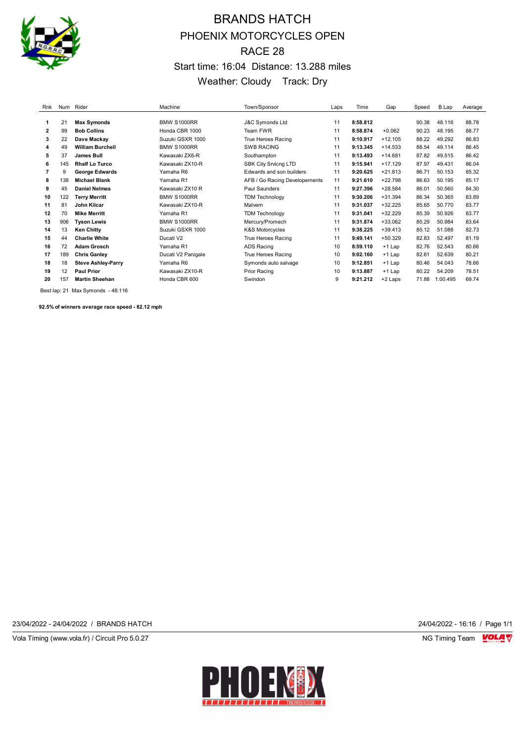# BRANDS HATCH

## PHOENIX MOTORCYCLES OPEN

## RACE 28

Start time: 16:04 Distance: 13.288 miles

Weather: Cloudy Track: Dry

| Rnk | Num | Rider | Machine | Town/Sponsor | Laps | Time | Gap | Speed | B.Lap | Average |
|---|---|---|---|---|---|---|---|---|---|---|
| 1 | 21 | **Max Symonds** | BMW S1000RR | J&C Symonds Ltd | 11 | **8:58.812** | | 90.38 | 48.116 | 88.78 |
| 2 | 99 | **Bob Collins** | Honda CBR 1000 | Team FWR | 11 | **8:58.874** | +0.062 | 90.23 | 48.195 | 88.77 |
| 3 | 22 | **Dave Mackay** | Suzuki GSXR 1000 | True Heroes Racing | 11 | **9:10.917** | +12.105 | 88.22 | 49.292 | 86.83 |
| 4 | 49 | **William Burchell** | BMW S1000RR | SWB RACING | 11 | **9:13.345** | +14.533 | 88.54 | 49.114 | 86.45 |
| 5 | 37 | **James Bull** | Kawasaki ZX6-R | Southampton | 11 | **9:13.493** | +14.681 | 87.82 | 49.515 | 86.42 |
| 6 | 145 | **Rhalf Lo Turco** | Kawasaki ZX10-R | SBK City Srvicng LTD | 11 | **9:15.941** | +17.129 | 87.97 | 49.431 | 86.04 |
| 7 | 9 | **George Edwards** | Yamaha R6 | Edwards and son builders | 11 | **9:20.625** | +21.813 | 86.71 | 50.153 | 85.32 |
| 8 | 138 | **Michael Blank** | Yamaha R1 | AFB / Go Racing Developements | 11 | **9:21.610** | +22.798 | 86.63 | 50.195 | 85.17 |
| 9 | 45 | **Daniel Nelmes** | Kawasaki ZX10 R | Paul Saunders | 11 | **9:27.396** | +28.584 | 86.01 | 50.560 | 84.30 |
| 10 | 122 | **Terry Merritt** | BMW S1000RR | TDM Technology | 11 | **9:30.206** | +31.394 | 86.34 | 50.365 | 83.89 |
| 11 | 81 | **John Kilcar** | Kawasaki ZX10-R | Malvern | 11 | **9:31.037** | +32.225 | 85.65 | 50.770 | 83.77 |
| 12 | 70 | **Mike Merritt** | Yamaha R1 | TDM Technology | 11 | **9:31.041** | +32.229 | 85.39 | 50.926 | 83.77 |
| 13 | 906 | **Tyson Lewis** | BMW S1000RR | Mercury/Promech | 11 | **9:31.874** | +33.062 | 85.29 | 50.984 | 83.64 |
| 14 | 13 | **Ken Chitty** | Suzuki GSXR 1000 | K&S Motorcycles | 11 | **9:38.225** | +39.413 | 85.12 | 51.088 | 82.73 |
| 15 | 44 | **Charlie White** | Ducati V2 | True Heroes Racing | 11 | **9:49.141** | +50.329 | 82.83 | 52.497 | 81.19 |
| 16 | 72 | **Adam Grosch** | Yamaha R1 | ADS Racing | 10 | **8:59.110** | +1 Lap | 82.76 | 52.543 | 80.66 |
| 17 | 189 | **Chris Ganley** | Ducati V2 Panigale | True Heroes Racing | 10 | **9:02.160** | +1 Lap | 82.61 | 52.639 | 80.21 |
| 18 | 18 | **Steve Ashley-Parry** | Yamaha R6 | Symonds auto salvage | 10 | **9:12.851** | +1 Lap | 80.46 | 54.043 | 78.66 |
| 19 | 12 | **Paul Prior** | Kawasaki ZX10-R | Prior Racing | 10 | **9:13.887** | +1 Lap | 80.22 | 54.209 | 78.51 |
| 20 | 157 | **Martin Sheehan** | Honda CBR 600 | Swindon | 9 | **9:21.212** | +2 Laps | 71.88 | 1:00.495 | 69.74 |

Best lap: 21 Max Symonds - 48.116

**92.5% of winners average race speed - 82.12 mph**

23/04/2022 - 24/04/2022 / BRANDS HATCH

24/04/2022 - 16:16

Vola Timing (www.vola.fr) / Circuit Pro 5.0.27

NG Timing Team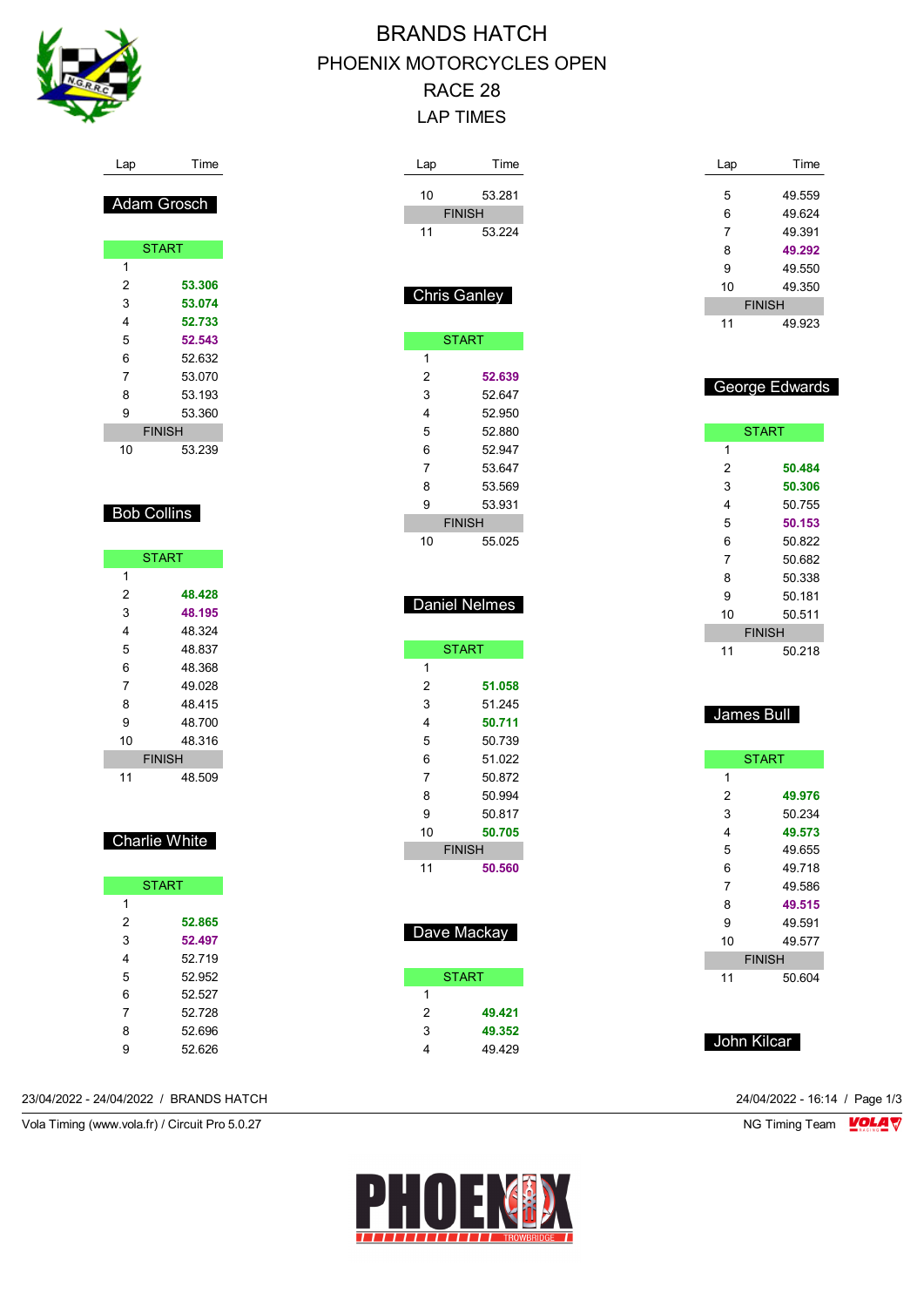# BRANDS HATCH
## PHOENIX MOTORCYCLES OPEN
## RACE 28
## LAP TIMES

### Adam Grosch

| Lap | Time |
|---|---|
| START | |
| 1 | |
| 2 | **53.306** |
| 3 | **53.074** |
| 4 | **52.733** |
| 5 | **52.543** |
| 6 | 52.632 |
| 7 | 53.070 |
| 8 | 53.193 |
| 9 | 53.360 |
| FINISH | |
| 10 | 53.239 |

### Bob Collins

| Lap | Time |
|---|---|
| START | |
| 1 | |
| 2 | **48.428** |
| 3 | **48.195** |
| 4 | 48.324 |
| 5 | 48.837 |
| 6 | 48.368 |
| 7 | 49.028 |
| 8 | 48.415 |
| 9 | 48.700 |
| 10 | 48.316 |
| FINISH | |
| 11 | 48.509 |

### Charlie White

| Lap | Time |
|---|---|
| START | |
| 1 | |
| 2 | **52.865** |
| 3 | **52.497** |
| 4 | 52.719 |
| 5 | 52.952 |
| 6 | 52.527 |
| 7 | 52.728 |
| 8 | 52.696 |
| 9 | 52.626 |
| 10 | 53.281 |
| FINISH | |
| 11 | 53.224 |

### Chris Ganley

| Lap | Time |
|---|---|
| START | |
| 1 | |
| 2 | **52.639** |
| 3 | 52.647 |
| 4 | 52.950 |
| 5 | 52.880 |
| 6 | 52.947 |
| 7 | 53.647 |
| 8 | 53.569 |
| 9 | 53.931 |
| FINISH | |
| 10 | 55.025 |

### Daniel Nelmes

| Lap | Time |
|---|---|
| START | |
| 1 | |
| 2 | **51.058** |
| 3 | 51.245 |
| 4 | **50.711** |
| 5 | 50.739 |
| 6 | 51.022 |
| 7 | 50.872 |
| 8 | 50.994 |
| 9 | 50.817 |
| 10 | **50.705** |
| FINISH | |
| 11 | **50.560** |

### Dave Mackay

| Lap | Time |
|---|---|
| START | |
| 1 | |
| 2 | **49.421** |
| 3 | **49.352** |
| 4 | 49.429 |
| 5 | 49.559 |
| 6 | 49.624 |
| 7 | 49.391 |
| 8 | **49.292** |
| 9 | 49.550 |
| 10 | 49.350 |
| FINISH | |
| 11 | 49.923 |

### George Edwards

| Lap | Time |
|---|---|
| START | |
| 1 | |
| 2 | **50.484** |
| 3 | **50.306** |
| 4 | 50.755 |
| 5 | **50.153** |
| 6 | 50.822 |
| 7 | 50.682 |
| 8 | 50.338 |
| 9 | 50.181 |
| 10 | 50.511 |
| FINISH | |
| 11 | 50.218 |

### James Bull

| Lap | Time |
|---|---|
| START | |
| 1 | |
| 2 | **49.976** |
| 3 | 50.234 |
| 4 | **49.573** |
| 5 | 49.655 |
| 6 | 49.718 |
| 7 | 49.586 |
| 8 | **49.515** |
| 9 | 49.591 |
| 10 | 49.577 |
| FINISH | |
| 11 | 50.604 |

### John Kilcar

23/04/2022 - 24/04/2022 / BRANDS HATCH

Vola Timing (www.vola.fr) / Circuit Pro 5.0.27

24/04/2022 - 16:14

NG Timing Team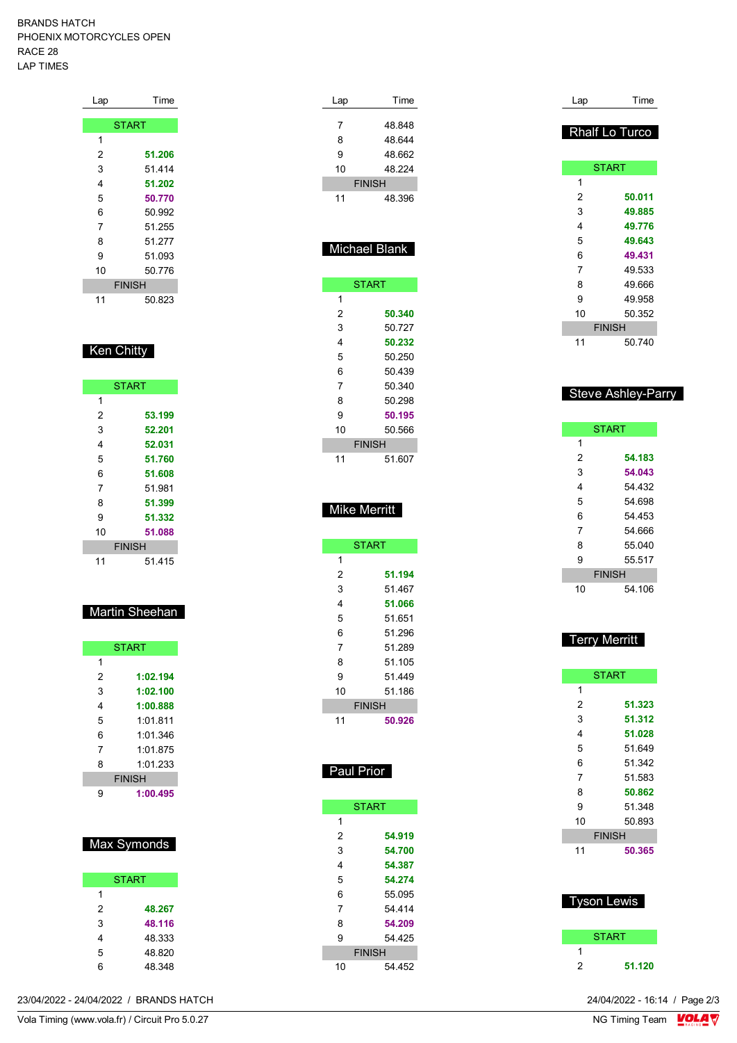BRANDS HATCH
PHOENIX MOTORCYCLES OPEN
RACE 28
LAP TIMES

| Lap | Time |
|---|---|
| START | |
| 1 | |
| 2 | **51.206** |
| 3 | 51.414 |
| 4 | **51.202** |
| 5 | **50.770** |
| 6 | 50.992 |
| 7 | 51.255 |
| 8 | 51.277 |
| 9 | 51.093 |
| 10 | 50.776 |
| FINISH | |
| 11 | 50.823 |

## Ken Chitty

| Lap | Time |
|---|---|
| START | |
| 1 | |
| 2 | **53.199** |
| 3 | **52.201** |
| 4 | **52.031** |
| 5 | **51.760** |
| 6 | **51.608** |
| 7 | 51.981 |
| 8 | **51.399** |
| 9 | **51.332** |
| 10 | **51.088** |
| FINISH | |
| 11 | 51.415 |

## Martin Sheehan

| Lap | Time |
|---|---|
| START | |
| 1 | |
| 2 | **1:02.194** |
| 3 | **1:02.100** |
| 4 | **1:00.888** |
| 5 | 1:01.811 |
| 6 | 1:01.346 |
| 7 | 1:01.875 |
| 8 | 1:01.233 |
| FINISH | |
| 9 | **1:00.495** |

## Max Symonds

| Lap | Time |
|---|---|
| START | |
| 1 | |
| 2 | **48.267** |
| 3 | **48.116** |
| 4 | 48.333 |
| 5 | 48.820 |
| 6 | 48.348 |
| 7 | 48.848 |
| 8 | 48.644 |
| 9 | 48.662 |
| 10 | 48.224 |
| FINISH | |
| 11 | 48.396 |

## Michael Blank

| Lap | Time |
|---|---|
| START | |
| 1 | |
| 2 | **50.340** |
| 3 | 50.727 |
| 4 | **50.232** |
| 5 | 50.250 |
| 6 | 50.439 |
| 7 | 50.340 |
| 8 | 50.298 |
| 9 | **50.195** |
| 10 | 50.566 |
| FINISH | |
| 11 | 51.607 |

## Mike Merritt

| Lap | Time |
|---|---|
| START | |
| 1 | |
| 2 | **51.194** |
| 3 | 51.467 |
| 4 | **51.066** |
| 5 | 51.651 |
| 6 | 51.296 |
| 7 | 51.289 |
| 8 | 51.105 |
| 9 | 51.449 |
| 10 | 51.186 |
| FINISH | |
| 11 | **50.926** |

## Paul Prior

| Lap | Time |
|---|---|
| START | |
| 1 | |
| 2 | **54.919** |
| 3 | **54.700** |
| 4 | **54.387** |
| 5 | **54.274** |
| 6 | 55.095 |
| 7 | 54.414 |
| 8 | **54.209** |
| 9 | 54.425 |
| FINISH | |
| 10 | 54.452 |

## Rhalf Lo Turco

| Lap | Time |
|---|---|
| START | |
| 1 | |
| 2 | **50.011** |
| 3 | **49.885** |
| 4 | **49.776** |
| 5 | **49.643** |
| 6 | **49.431** |
| 7 | 49.533 |
| 8 | 49.666 |
| 9 | 49.958 |
| 10 | 50.352 |
| FINISH | |
| 11 | 50.740 |

## Steve Ashley-Parry

| Lap | Time |
|---|---|
| START | |
| 1 | |
| 2 | **54.183** |
| 3 | **54.043** |
| 4 | 54.432 |
| 5 | 54.698 |
| 6 | 54.453 |
| 7 | 54.666 |
| 8 | 55.040 |
| 9 | 55.517 |
| FINISH | |
| 10 | 54.106 |

## Terry Merritt

| Lap | Time |
|---|---|
| START | |
| 1 | |
| 2 | **51.323** |
| 3 | **51.312** |
| 4 | **51.028** |
| 5 | 51.649 |
| 6 | 51.342 |
| 7 | 51.583 |
| 8 | **50.862** |
| 9 | 51.348 |
| 10 | 50.893 |
| FINISH | |
| 11 | **50.365** |

## Tyson Lewis

| Lap | Time |
|---|---|
| START | |
| 1 | |
| 2 | **51.120** |

23/04/2022 - 24/04/2022 / BRANDS HATCH
24/04/2022 - 16:14
Vola Timing (www.vola.fr) / Circuit Pro 5.0.27
NG Timing Team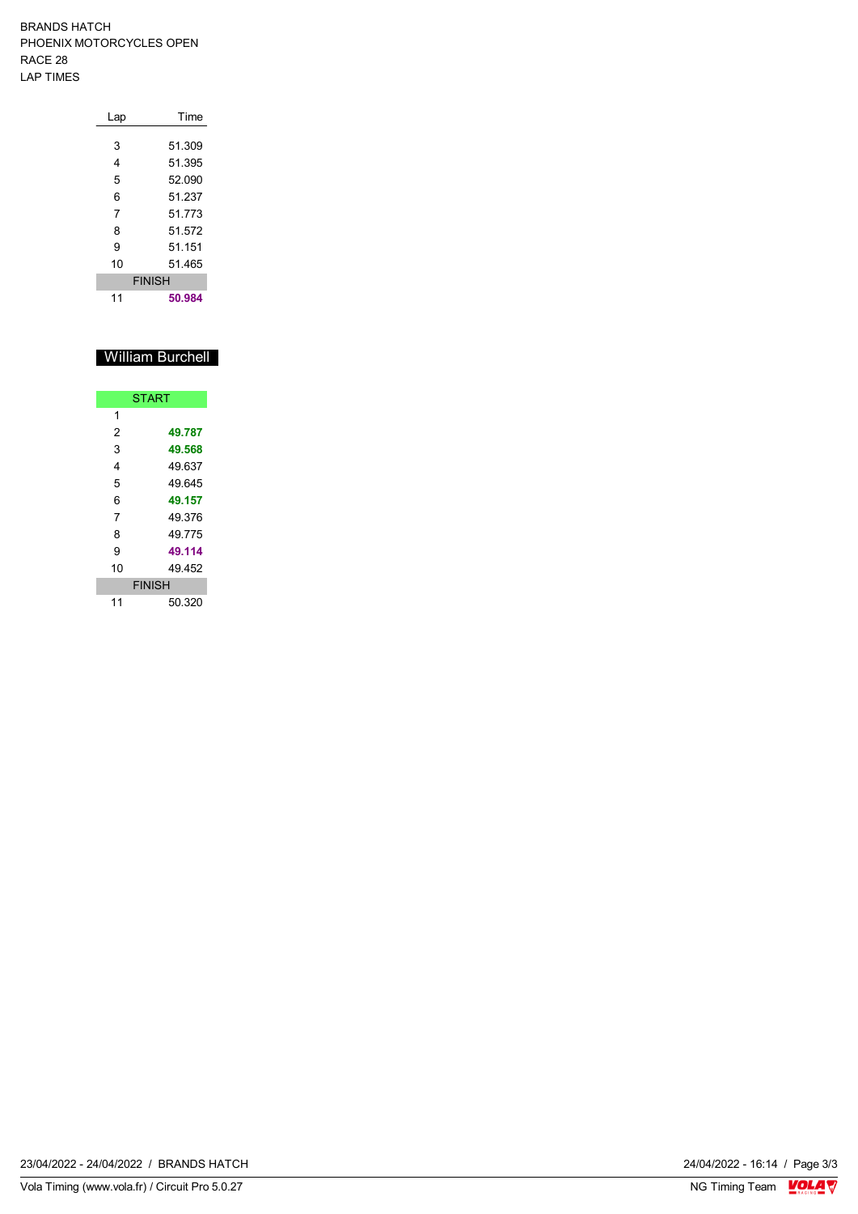BRANDS HATCH
PHOENIX MOTORCYCLES OPEN
RACE 28
LAP TIMES

| Lap | Time |
|---|---|
| 3 | 51.309 |
| 4 | 51.395 |
| 5 | 52.090 |
| 6 | 51.237 |
| 7 | 51.773 |
| 8 | 51.572 |
| 9 | 51.151 |
| 10 | 51.465 |
| FINISH | |
| 11 | **50.984** |

## William Burchell

| Lap | Time |
|---|---|
| START | |
| 1 | |
| 2 | **49.787** |
| 3 | **49.568** |
| 4 | 49.637 |
| 5 | 49.645 |
| 6 | **49.157** |
| 7 | 49.376 |
| 8 | 49.775 |
| 9 | **49.114** |
| 10 | 49.452 |
| FINISH | |
| 11 | 50.320 |

23/04/2022 - 24/04/2022 / BRANDS HATCH

24/04/2022 - 16:14

Vola Timing (www.vola.fr) / Circuit Pro 5.0.27

NG Timing Team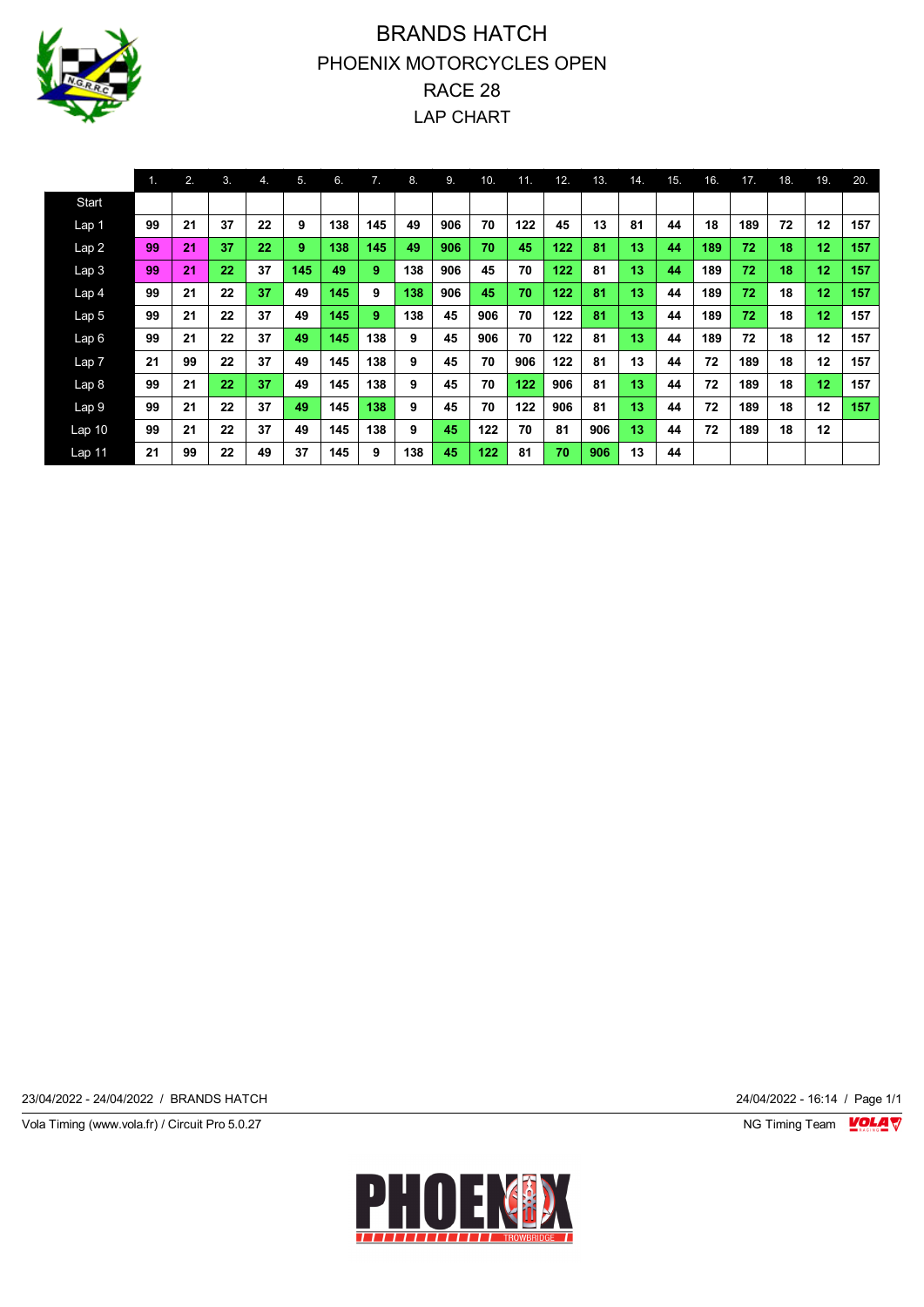# BRANDS HATCH
# PHOENIX MOTORCYCLES OPEN
# RACE 28
# LAP CHART

| | 1. | 2. | 3. | 4. | 5. | 6. | 7. | 8. | 9. | 10. | 11. | 12. | 13. | 14. | 15. | 16. | 17. | 18. | 19. | 20. |
|---|---|---|---|---|---|---|---|---|---|---|---|---|---|---|---|---|---|---|---|---|
| Start | | | | | | | | | | | | | | | | | | | | |
| Lap 1 | 99 | 21 | 37 | 22 | 9 | 138 | 145 | 49 | 906 | 70 | 122 | 45 | 13 | 81 | 44 | 18 | 189 | 72 | 12 | 157 |
| Lap 2 | 99 | 21 | 37 | 22 | 9 | 138 | 145 | 49 | 906 | 70 | 45 | 122 | 81 | 13 | 44 | 189 | 72 | 18 | 12 | 157 |
| Lap 3 | 99 | 21 | 22 | 37 | 145 | 49 | 9 | 138 | 906 | 45 | 70 | 122 | 81 | 13 | 44 | 189 | 72 | 18 | 12 | 157 |
| Lap 4 | 99 | 21 | 22 | 37 | 49 | 145 | 9 | 138 | 906 | 45 | 70 | 122 | 81 | 13 | 44 | 189 | 72 | 18 | 12 | 157 |
| Lap 5 | 99 | 21 | 22 | 37 | 49 | 145 | 9 | 138 | 45 | 906 | 70 | 122 | 81 | 13 | 44 | 189 | 72 | 18 | 12 | 157 |
| Lap 6 | 99 | 21 | 22 | 37 | 49 | 145 | 138 | 9 | 45 | 906 | 70 | 122 | 81 | 13 | 44 | 189 | 72 | 18 | 12 | 157 |
| Lap 7 | 21 | 99 | 22 | 37 | 49 | 145 | 138 | 9 | 45 | 70 | 906 | 122 | 81 | 13 | 44 | 72 | 189 | 18 | 12 | 157 |
| Lap 8 | 99 | 21 | 22 | 37 | 49 | 145 | 138 | 9 | 45 | 70 | 122 | 906 | 81 | 13 | 44 | 72 | 189 | 18 | 12 | 157 |
| Lap 9 | 99 | 21 | 22 | 37 | 49 | 145 | 138 | 9 | 45 | 70 | 122 | 906 | 81 | 13 | 44 | 72 | 189 | 18 | 12 | 157 |
| Lap 10 | 99 | 21 | 22 | 37 | 49 | 145 | 138 | 9 | 45 | 122 | 70 | 81 | 906 | 13 | 44 | 72 | 189 | 18 | 12 | |
| Lap 11 | 21 | 99 | 22 | 49 | 37 | 145 | 9 | 138 | 45 | 122 | 81 | 70 | 906 | 13 | 44 | | | | | |

23/04/2022 - 24/04/2022 / BRANDS HATCH

24/04/2022 - 16:14

Vola Timing (www.vola.fr) / Circuit Pro 5.0.27

NG Timing Team